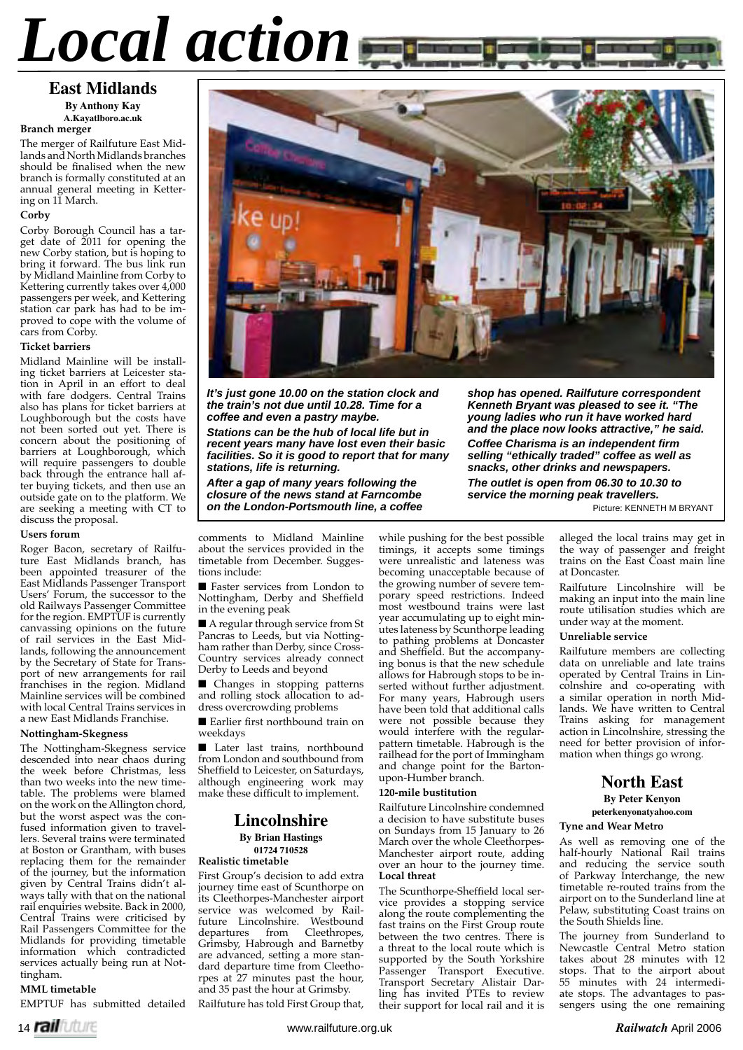# Local action

## East Midlands

**By Anthony Kay**
**A.Kayatlboro.ac.uk**

### Branch merger

The merger of Railfuture East Midlands and North Midlands branches should be finalised when the new branch is formally constituted at an annual general meeting in Kettering on 11 March.

### Corby

Corby Borough Council has a target date of 2011 for opening the new Corby station, but is hoping to bring it forward. The bus link run by Midland Mainline from Corby to Kettering currently takes over 4,000 passengers per week, and Kettering station car park has had to be improved to cope with the volume of cars from Corby.

### Ticket barriers

Midland Mainline will be installing ticket barriers at Leicester station in April in an effort to deal with fare dodgers. Central Trains also has plans for ticket barriers at Loughborough but the costs have not been sorted out yet. There is concern about the positioning of barriers at Loughborough, which will require passengers to double back through the entrance hall after buying tickets, and then use an outside gate on to the platform. We are seeking a meeting with CT to discuss the proposal.

### Users forum

Roger Bacon, secretary of Railfuture East Midlands branch, has been appointed treasurer of the East Midlands Passenger Transport Users' Forum, the successor to the old Railways Passenger Committee for the region. EMPTUF is currently canvassing opinions on the future of rail services in the East Midlands, following the announcement by the Secretary of State for Transport of new arrangements for rail franchises in the region. Midland Mainline services will be combined with local Central Trains services in a new East Midlands Franchise.

### Nottingham-Skegness

The Nottingham-Skegness service descended into near chaos during the week before Christmas, less than two weeks into the new timetable. The problems were blamed on the work on the Allington chord, but the worst aspect was the confused information given to travellers. Several trains were terminated at Boston or Grantham, with buses replacing them for the remainder of the journey, but the information given by Central Trains didn't always tally with that on the national rail enquiries website. Back in 2000, Central Trains were criticised by Rail Passengers Committee for the Midlands for providing timetable information which contradicted services actually being run at Nottingham.

### MML timetable

EMPTUF has submitted detailed comments to Midland Mainline about the services provided in the timetable from December. Suggestions include:

- Faster services from London to Nottingham, Derby and Sheffield in the evening peak
- A regular through service from St Pancras to Leeds, but via Nottingham rather than Derby, since CrossCountry services already connect Derby to Leeds and beyond
- Changes in stopping patterns and rolling stock allocation to address overcrowding problems
- Earlier first northbound train on weekdays
- Later last trains, northbound from London and southbound from Sheffield to Leicester, on Saturdays, although engineering work may make these difficult to implement.

*It's just gone 10.00 on the station clock and the train's not due until 10.28. Time for a coffee and even a pastry maybe.*

*Stations can be the hub of local life but in recent years many have lost even their basic facilities. So it is good to report that for many stations, life is returning.*

*After a gap of many years following the closure of the news stand at Farncombe on the London-Portsmouth line, a coffee shop has opened. Railfuture correspondent Kenneth Bryant was pleased to see it. "The young ladies who run it have worked hard and the place now looks attractive," he said.*

*Coffee Charisma is an independent firm selling "ethically traded" coffee as well as snacks, other drinks and newspapers.*

*The outlet is open from 06.30 to 10.30 to service the morning peak travellers.*

Picture: KENNETH M BRYANT

## Lincolnshire

**By Brian Hastings**
**01724 710528**

### Realistic timetable

First Group's decision to add extra journey time east of Scunthorpe on its Cleethorpes-Manchester airport service was welcomed by Railfuture Lincolnshire. Westbound departures from Cleethropes, Grimsby, Habrough and Barnetby are advanced, setting a more standard departure time from Cleethorpes at 27 minutes past the hour, and 35 past the hour at Grimsby.

Railfuture has told First Group that, while pushing for the best possible timings, it accepts some timings were unrealistic and lateness was becoming unacceptable because of the growing number of severe temporary speed restrictions. Indeed most westbound trains were last year accumulating up to eight minutes lateness by Scunthorpe leading to pathing problems at Doncaster and Sheffield. But the accompanying bonus is that the new schedule allows for Habrough stops to be inserted without further adjustment. For many years, Habrough users have been told that additional calls were not possible because they would interfere with the regular-pattern timetable. Habrough is the railhead for the port of Immingham and change point for the Barton-upon-Humber branch.

### 120-mile bustitution

Railfuture Lincolnshire condemned a decision to have substitute buses on Sundays from 15 January to 26 March over the whole Cleethorpes-Manchester airport route, adding over an hour to the journey time.

### Local threat

The Scunthorpe-Sheffield local service provides a stopping service along the route complementing the fast trains on the First Group route between the two centres. There is a threat to the local route which is supported by the South Yorkshire Passenger Transport Executive. Transport Secretary Alistair Darling has invited PTEs to review their support for local rail and it is alleged the local trains may get in the way of passenger and freight trains on the East Coast main line at Doncaster.

Railfuture Lincolnshire will be making an input into the main line route utilisation studies which are under way at the moment.

### Unreliable service

Railfuture members are collecting data on unreliable and late trains operated by Central Trains in Lincolnshire and co-operating with a similar operation in north Midlands. We have written to Central Trains asking for management action in Lincolnshire, stressing the need for better provision of information when things go wrong.

## North East

**By Peter Kenyon**
**peterkenyonatyahoo.com**

### Tyne and Wear Metro

As well as removing one of the half-hourly National Rail trains and reducing the service south of Parkway Interchange, the new timetable re-routed trains from the airport on to the Sunderland line at Pelaw, substituting Coast trains on the South Shields line.

The journey from Sunderland to Newcastle Central Metro station takes about 28 minutes with 12 stops. That to the airport about 55 minutes with 24 intermediate stops. The advantages to passengers using the one remaining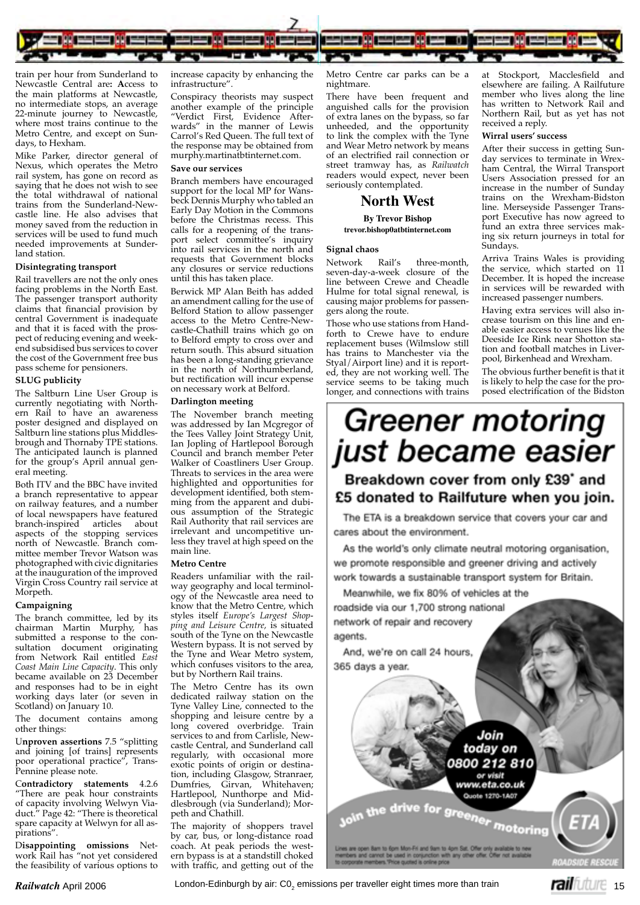train per hour from Sunderland to Newcastle Central are: Access to the main platforms at Newcastle, no intermediate stops, an average 22-minute journey to Newcastle, where most trains continue to the Metro Centre, and except on Sundays, to Hexham.

Mike Parker, director general of Nexus, which operates the Metro rail system, has gone on record as saying that he does not wish to see the total withdrawal of national trains from the Sunderland-Newcastle line. He also advises that money saved from the reduction in services will be used to fund much needed improvements at Sunderland station.

**Disintegrating transport**

Rail travellers are not the only ones facing problems in the North East. The passenger transport authority claims that financial provision by central Government is inadequate and that it is faced with the prospect of reducing evening and weekend subsidised bus services to cover the cost of the Government free bus pass scheme for pensioners.

**SLUG publicity**

The Saltburn Line User Group is currently negotiating with Northern Rail to have an awareness poster designed and displayed on Saltburn line stations plus Middlesbrough and Thornaby TPE stations. The anticipated launch is planned for the group's April annual general meeting.

Both ITV and the BBC have invited a branch representative to appear on railway features, and a number of local newspapers have featured branch-inspired articles about aspects of the stopping services north of Newcastle. Branch committee member Trevor Watson was photographed with civic dignitaries at the inauguration of the improved Virgin Cross Country rail service at Morpeth.

**Campaigning**

The branch committee, led by its chairman Martin Murphy, has submitted a response to the consultation document originating from Network Rail entitled *East Coast Main Line Capacity*. This only became available on 23 December and responses had to be in eight working days later (or seven in Scotland) on January 10.

The document contains among other things:

**Unproven assertions** 7.5 "splitting and joining [of trains] represents poor operational practice", TransPennine please note.

**Contradictory statements** 4.2.6 "There are peak hour constraints of capacity involving Welwyn Viaduct." Page 42: "There is theoretical spare capacity at Welwyn for all aspirations".

**Disappointing omissions** Network Rail has "not yet considered the feasibility of various options to increase capacity by enhancing the infrastructure".

Conspiracy theorists may suspect another example of the principle "Verdict First, Evidence Afterwards" in the manner of Lewis Carrol's Red Queen. The full text of the response may be obtained from murphy.martinatbtinternet.com.

**Save our services**

Branch members have encouraged support for the local MP for Wansbeck Dennis Murphy who tabled an Early Day Motion in the Commons before the Christmas recess. This calls for a reopening of the transport select committee's inquiry into rail services in the north and requests that Government blocks any closures or service reductions until this has taken place.

Berwick MP Alan Beith has added an amendment calling for the use of Belford Station to allow passenger access to the Metro Centre-Newcastle-Chathill trains which go on to Belford empty to cross over and return south. This absurd situation has been a long-standing grievance in the north of Northumberland, but rectification will incur expense on necessary work at Belford.

**Darlington meeting**

The November branch meeting was addressed by Ian Mcgregor of the Tees Valley Joint Strategy Unit, Ian Jopling of Hartlepool Borough Council and branch member Peter Walker of Coastliners User Group. Threats to services in the area were highlighted and opportunities for development identified, both stemming from the apparent and dubious assumption of the Strategic Rail Authority that rail services are irrelevant and uncompetitive unless they travel at high speed on the main line.

**Metro Centre**

Readers unfamiliar with the railway geography and local terminology of the Newcastle area need to know that the Metro Centre, which styles itself *Europe's Largest Shopping and Leisure Centre*, is situated south of the Tyne on the Newcastle Western bypass. It is not served by the Tyne and Wear Metro system, which confuses visitors to the area, but by Northern Rail trains.

The Metro Centre has its own dedicated railway station on the Tyne Valley Line, connected to the shopping and leisure centre by a long covered overbridge. Train services to and from Carlisle, Newcastle Central, and Sunderland call regularly, with occasional more exotic points of origin or destination, including Glasgow, Stranraer, Dumfries, Girvan, Whitehaven; Hartlepool, Nunthorpe and Middlesbrough (via Sunderland); Morpeth and Chathill.

The majority of shoppers travel by car, bus, or long-distance road coach. At peak periods the western bypass is at a standstill choked with traffic, and getting out of the Metro Centre car parks can be a nightmare.

There have been frequent and anguished calls for the provision of extra lanes on the bypass, so far unheeded, and the opportunity to link the complex with the Tyne and Wear Metro network by means of an electrified rail connection or street tramway has, as *Railwatch* readers would expect, never been seriously contemplated.

## North West

**By Trevor Bishop**
**trevor.bishop0atbtinternet.com**

**Signal chaos**

Network Rail's three-month, seven-day-a-week closure of the line between Crewe and Cheadle Hulme for total signal renewal, is causing major problems for passengers along the route.

Those who use stations from Handforth to Crewe have to endure replacement buses (Wilmslow still has trains to Manchester via the Styal/Airport line) and it is reported, they are not working well. The service seems to be taking much longer, and connections with trains at Stockport, Macclesfield and elsewhere are failing. A Railfuture member who lives along the line has written to Network Rail and Northern Rail, but as yet has not received a reply.

**Wirral users' success**

After their success in getting Sunday services to terminate in Wrexham Central, the Wirral Transport Users Association pressed for an increase in the number of Sunday trains on the Wrexham-Bidston line. Merseyside Passenger Transport Executive has now agreed to fund an extra three services making six return journeys in total for Sundays.

Arriva Trains Wales is providing the service, which started on 11 December. It is hoped the increase in services will be rewarded with increased passenger numbers.

Having extra services will also increase tourism on this line and enable easier access to venues like the Deeside Ice Rink near Shotton station and football matches in Liverpool, Birkenhead and Wrexham.

The obvious further benefit is that it is likely to help the case for the proposed electrification of the Bidston

# Greener motoring just became easier

**Breakdown cover from only £39\* and £5 donated to Railfuture when you join.**

The ETA is a breakdown service that covers your car and cares about the environment.

As the world's only climate neutral motoring organisation, we promote responsible and greener driving and actively work towards a sustainable transport system for Britain.

Meanwhile, we fix 80% of vehicles at the roadside via our 1,700 strong national network of repair and recovery agents.

And, we're on call 24 hours, 365 days a year.

**Join today on 0800 212 810** or visit **www.eta.co.uk** Quote 1270-1A07

Join the drive for greener motoring

ETA ROADSIDE RESCUE

Lines are open 8am to 6pm Mon-Fri and 9am to 4pm Sat. Offer only available to new members and cannot be used in conjunction with any other offer. Offer not available to corporate members. \*Price quoted is online price

London-Edinburgh by air: $CO_2$ emissions per traveller eight times more than train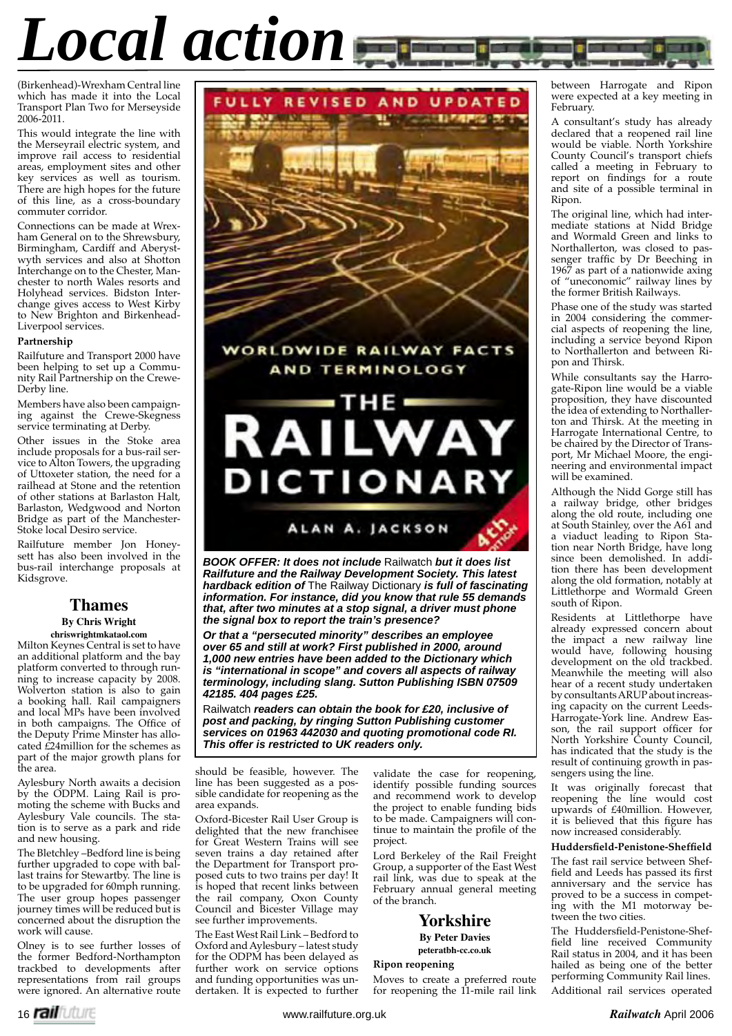# Local action

(Birkenhead)-Wrexham Central line which has made it into the Local Transport Plan Two for Merseyside 2006-2011.

This would integrate the line with the Merseyrail electric system, and improve rail access to residential areas, employment sites and other key services as well as tourism. There are high hopes for the future of this line, as a cross-boundary commuter corridor.

Connections can be made at Wrexham General on to the Shrewsbury, Birmingham, Cardiff and Aberystwyth services and also at Shotton Interchange on to the Chester, Manchester to north Wales resorts and Holyhead services. Bidston Interchange gives access to West Kirby to New Brighton and Birkenhead-Liverpool services.

**Partnership**

Railfuture and Transport 2000 have been helping to set up a Community Rail Partnership on the Crewe-Derby line.

Members have also been campaigning against the Crewe-Skegness service terminating at Derby.

Other issues in the Stoke area include proposals for a bus-rail service to Alton Towers, the upgrading of Uttoxeter station, the need for a railhead at Stone and the retention of other stations at Barlaston Halt, Barlaston, Wedgwood and Norton Bridge as part of the Manchester-Stoke local Desiro service.

Railfuture member Jon Honeysett has also been involved in the bus-rail interchange proposals at Kidsgrove.

## Thames

**By Chris Wright**
**chriswrightmkataol.com**

Milton Keynes Central is set to have an additional platform and the bay platform converted to through running to increase capacity by 2008. Wolverton station is also to gain a booking hall. Rail campaigners and local MPs have been involved in both campaigns. The Office of the Deputy Prime Minster has allocated £24million for the schemes as part of the major growth plans for the area.

Aylesbury North awaits a decision by the ODPM. Laing Rail is promoting the scheme with Bucks and Aylesbury Vale councils. The station is to serve as a park and ride and new housing.

The Bletchley –Bedford line is being further upgraded to cope with ballast trains for Stewartby. The line is to be upgraded for 60mph running. The user group hopes passenger journey times will be reduced but is concerned about the disruption the work will cause.

Olney is to see further losses of the former Bedford-Northampton trackbed to developments after representations from rail groups were ignored. An alternative route should be feasible, however. The line has been suggested as a possible candidate for reopening as the area expands.

Oxford-Bicester Rail User Group is delighted that the new franchisee for Great Western Trains will see seven trains a day retained after the Department for Transport proposed cuts to two trains per day! It is hoped that recent links between the rail company, Oxon County Council and Bicester Village may see further improvements.

The East West Rail Link – Bedford to Oxford and Aylesbury – latest study for the ODPM has been delayed as further work on service options and funding opportunities was undertaken. It is expected to further validate the case for reopening, identify possible funding sources and recommend work to develop the project to enable funding bids to be made. Campaigners will continue to maintain the profile of the project.

Lord Berkeley of the Rail Freight Group, a supporter of the East West rail link, was due to speak at the February annual general meeting of the branch.

***BOOK OFFER: It does not include*** *Railwatch* ***but it does list Railfuture and the Railway Development Society. This latest hardback edition of*** *The Railway Dictionary* ***is full of fascinating information. For instance, did you know that rule 55 demands that, after two minutes at a stop signal, a driver must phone the signal box to report the train's presence?***

***Or that a "persecuted minority" describes an employee over 65 and still at work? First published in 2000, around 1,000 new entries have been added to the Dictionary which is "international in scope" and covers all aspects of railway terminology, including slang. Sutton Publishing ISBN 07509 42185. 404 pages £25.***

*Railwatch* ***readers can obtain the book for £20, inclusive of post and packing, by ringing Sutton Publishing customer services on 01963 442030 and quoting promotional code RI. This offer is restricted to UK readers only.***

## Yorkshire

**By Peter Davies**
**peteratbh-cc.co.uk**

**Ripon reopening**

Moves to create a preferred route for reopening the 11-mile rail link between Harrogate and Ripon were expected at a key meeting in February.

A consultant's study has already declared that a reopened rail line would be viable. North Yorkshire County Council's transport chiefs called a meeting in February to report on findings for a route and site of a possible terminal in Ripon.

The original line, which had intermediate stations at Nidd Bridge and Wormald Green and links to Northallerton, was closed to passenger traffic by Dr Beeching in 1967 as part of a nationwide axing of "uneconomic" railway lines by the former British Railways.

Phase one of the study was started in 2004 considering the commercial aspects of reopening the line, including a service beyond Ripon to Northallerton and between Ripon and Thirsk.

While consultants say the Harrogate-Ripon line would be a viable proposition, they have discounted the idea of extending to Northallerton and Thirsk. At the meeting in Harrogate International Centre, to be chaired by the Director of Transport, Mr Michael Moore, the engineering and environmental impact will be examined.

Although the Nidd Gorge still has a railway bridge, other bridges along the old route, including one at South Stainley, over the A61 and a viaduct leading to Ripon Station near North Bridge, have long since been demolished. In addition there has been development along the old formation, notably at Littlethorpe and Wormald Green south of Ripon.

Residents at Littlethorpe have already expressed concern about the impact a new railway line would have, following housing development on the old trackbed. Meanwhile the meeting will also hear of a recent study undertaken by consultants ARUP about increasing capacity on the current Leeds-Harrogate-York line. Andrew Easson, the rail support officer for North Yorkshire County Council, has indicated that the study is the result of continuing growth in passengers using the line.

It was originally forecast that reopening the line would cost upwards of £40million. However, it is believed that this figure has now increased considerably.

**Huddersfield-Penistone-Sheffield**

The fast rail service between Sheffield and Leeds has passed its first anniversary and the service has proved to be a success in competing with the M1 motorway between the two cities.

The Huddersfield-Penistone-Sheffield line received Community Rail status in 2004, and it has been hailed as being one of the better performing Community Rail lines. Additional rail services operated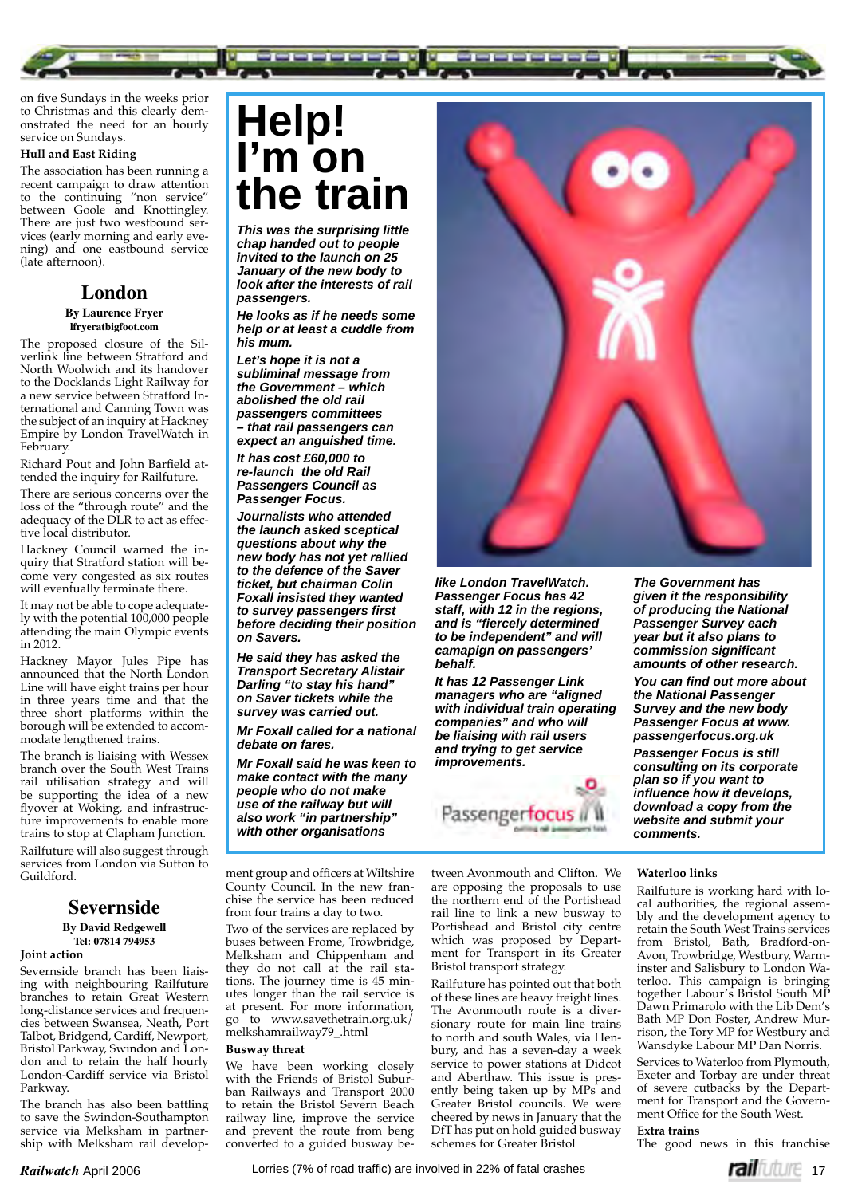on five Sundays in the weeks prior to Christmas and this clearly demonstrated the need for an hourly service on Sundays.

**Hull and East Riding**

The association has been running a recent campaign to draw attention to the continuing "non service" between Goole and Knottingley. There are just two westbound services (early morning and early evening) and one eastbound service (late afternoon).

## London

**By Laurence Fryer**
**lfryeratbigfoot.com**

The proposed closure of the Silverlink line between Stratford and North Woolwich and its handover to the Docklands Light Railway for a new service between Stratford International and Canning Town was the subject of an inquiry at Hackney Empire by London TravelWatch in February.

Richard Pout and John Barfield attended the inquiry for Railfuture.

There are serious concerns over the loss of the "through route" and the adequacy of the DLR to act as effective local distributor.

Hackney Council warned the inquiry that Stratford station will become very congested as six routes will eventually terminate there.

It may not be able to cope adequately with the potential 100,000 people attending the main Olympic events in 2012.

Hackney Mayor Jules Pipe has announced that the North London Line will have eight trains per hour in three years time and that the three short platforms within the borough will be extended to accommodate lengthened trains.

The branch is liaising with Wessex branch over the South West Trains rail utilisation strategy and will be supporting the idea of a new flyover at Woking, and infrastructure improvements to enable more trains to stop at Clapham Junction.

Railfuture will also suggest through services from London via Sutton to Guildford.

## Severnside

**By David Redgewell**
**Tel: 07814 794953**

**Joint action**

Severnside branch has been liaising with neighbouring Railfuture branches to retain Great Western long-distance services and frequencies between Swansea, Neath, Port Talbot, Bridgend, Cardiff, Newport, Bristol Parkway, Swindon and London and to retain the half hourly London-Cardiff service via Bristol Parkway.

The branch has also been battling to save the Bristol-Southampton service via Melksham in partnership with Melksham rail development group and officers at Wiltshire County Council. In the new franchise the service has been reduced from four trains a day to two.

Two of the services are replaced by buses between Frome, Trowbridge, Melksham and Chippenham and they do not call at the rail stations. The journey time is 45 minutes longer than the rail service is at present. For more information, go to www.savethetrain.org.uk/melkshamrailway79_.html

**Busway threat**

We have been working closely with the Friends of Bristol Suburban Railways and Transport 2000 to retain the Bristol Severn Beach railway line, improve the service and prevent the route from beng converted to a guided busway between Avonmouth and Clifton. We are opposing the proposals to use the northern end of the Portishead rail line to link a new busway to Portishead and Bristol city centre which was proposed by Department for Transport in its Greater Bristol transport strategy.

Railfuture has pointed out that both of these lines are heavy freight lines. The Avonmouth route is a diversionary route for main line trains to north and south Wales, via Henbury, and has a seven-day a week service to power stations at Didcot and Aberthaw. This issue is presently being taken up by MPs and Greater Bristol councils. We were cheered by news in January that the DfT has put on hold guided busway schemes for Greater Bristol

**Waterloo links**

Railfuture is working hard with local authorities, the regional assembly and the development agency to retain the South West Trains services from Bristol, Bath, Bradford-on-Avon, Trowbridge, Westbury, Warminster and Salisbury to London Waterloo. This campaign is bringing together Labour's Bristol South MP Dawn Primarolo with the Lib Dem's Bath MP Don Foster, Andrew Murrison, the Tory MP for Westbury and Wansdyke Labour MP Dan Norris.

Services to Waterloo from Plymouth, Exeter and Torbay are under threat of severe cutbacks by the Department for Transport and the Government Office for the South West.

**Extra trains**

The good news in this franchise

# Help! I'm on the train

***This was the surprising little chap handed out to people invited to the launch on 25 January of the new body to look after the interests of rail passengers.***

***He looks as if he needs some help or at least a cuddle from his mum.***

***Let's hope it is not a subliminal message from the Government – which abolished the old rail passengers committees – that rail passengers can expect an anguished time.***

***It has cost £60,000 to re-launch the old Rail Passengers Council as Passenger Focus.***

***Journalists who attended the launch asked sceptical questions about why the new body has not yet rallied to the defence of the Saver ticket, but chairman Colin Foxall insisted they wanted to survey passengers first before deciding their position on Savers.***

***He said they has asked the Transport Secretary Alistair Darling "to stay his hand" on Saver tickets while the survey was carried out.***

***Mr Foxall called for a national debate on fares.***

***Mr Foxall said he was keen to make contact with the many people who do not make use of the railway but will also work "in partnership" with other organisations like London TravelWatch. Passenger Focus has 42 staff, with 12 in the regions, and is "fiercely determined to be independent" and will camapign on passengers' behalf.***

***It has 12 Passenger Link managers who are "aligned with individual train operating companies" and who will be liaising with rail users and trying to get service improvements.***

***The Government has given it the responsibility of producing the National Passenger Survey each year but it also plans to commission significant amounts of other research.***

***You can find out more about the National Passenger Survey and the new body Passenger Focus at www.passengerfocus.org.uk***

***Passenger Focus is still consulting on its corporate plan so if you want to influence how it develops, download a copy from the website and submit your comments.***

Lorries (7% of road traffic) are involved in 22% of fatal crashes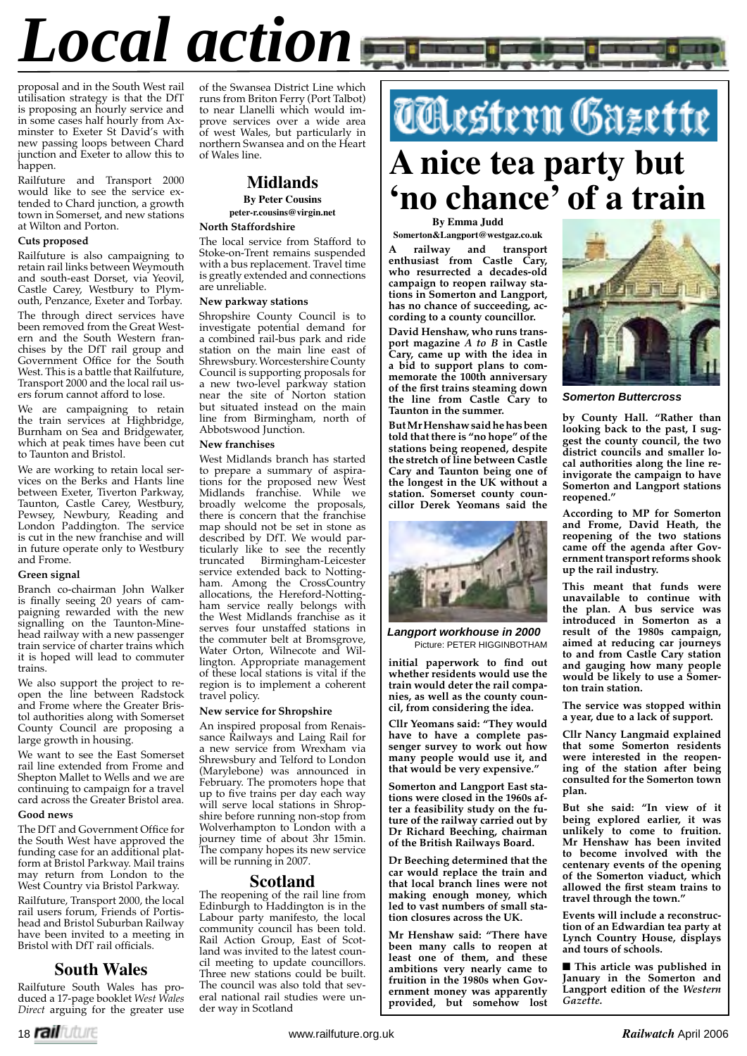# Local action

proposal and in the South West rail utilisation strategy is that the DfT is proposing an hourly service and in some cases half hourly from Axminster to Exeter St David's with new passing loops between Chard junction and Exeter to allow this to happen.

Railfuture and Transport 2000 would like to see the service extended to Chard junction, a growth town in Somerset, and new stations at Wilton and Porton.

### Cuts proposed

Railfuture is also campaigning to retain rail links between Weymouth and south-east Dorset, via Yeovil, Castle Carey, Westbury to Plymouth, Penzance, Exeter and Torbay.

The through direct services have been removed from the Great Western and the South Western franchises by the DfT rail group and Government Office for the South West. This is a battle that Railfuture, Transport 2000 and the local rail users forum cannot afford to lose.

We are campaigning to retain the train services at Highbridge, Burnham on Sea and Bridgewater, which at peak times have been cut to Taunton and Bristol.

We are working to retain local services on the Berks and Hants line between Exeter, Tiverton Parkway, Taunton, Castle Carey, Westbury, Pewsey, Newbury, Reading and London Paddington. The service is cut in the new franchise and will in future operate only to Westbury and Frome.

### Green signal

Branch co-chairman John Walker is finally seeing 20 years of campaigning rewarded with the new signalling on the Taunton-Minehead railway with a new passenger train service of charter trains which it is hoped will lead to commuter trains.

We also support the project to reopen the line between Radstock and Frome where the Greater Bristol authorities along with Somerset County Council are proposing a large growth in housing.

We want to see the East Somerset rail line extended from Frome and Shepton Mallet to Wells and we are continuing to campaign for a travel card across the Greater Bristol area.

### Good news

The DfT and Government Office for the South West have approved the funding case for an additional platform at Bristol Parkway. Mail trains may return from London to the West Country via Bristol Parkway.

Railfuture, Transport 2000, the local rail users forum, Friends of Portishead and Bristol Suburban Railway have been invited to a meeting in Bristol with DfT rail officials.

## South Wales

Railfuture South Wales has produced a 17-page booklet *West Wales Direct* arguing for the greater use of the Swansea District Line which runs from Briton Ferry (Port Talbot) to near Llanelli which would improve services over a wide area of west Wales, but particularly in northern Swansea and on the Heart of Wales line.

## Midlands

**By Peter Cousins**
**peter-r.cousins@virgin.net**

### North Staffordshire

The local service from Stafford to Stoke-on-Trent remains suspended with a bus replacement. Travel time is greatly extended and connections are unreliable.

### New parkway stations

Shropshire County Council is to investigate potential demand for a combined rail-bus park and ride station on the main line east of Shrewsbury. Worcestershire County Council is supporting proposals for a new two-level parkway station near the site of Norton station but situated instead on the main line from Birmingham, north of Abbotswood Junction.

### New franchises

West Midlands branch has started to prepare a summary of aspirations for the proposed new West Midlands franchise. While we broadly welcome the proposals, there is concern that the franchise map should not be set in stone as described by DfT. We would particularly like to see the recently truncated Birmingham-Leicester service extended back to Nottingham. Among the CrossCountry allocations, the Hereford-Nottingham service really belongs with the West Midlands franchise as it serves four unstaffed stations in the commuter belt at Bromsgrove, Water Orton, Wilnecote and Willington. Appropriate management of these local stations is vital if the region is to implement a coherent travel policy.

### New service for Shropshire

An inspired proposal from Renaissance Railways and Laing Rail for a new service from Wrexham via Shrewsbury and Telford to London (Marylebone) was announced in February. The promoters hope that up to five trains per day each way will serve local stations in Shropshire before running non-stop from Wolverhampton to London with a journey time of about 3hr 15min. The company hopes its new service will be running in 2007.

## Scotland

The reopening of the rail line from Edinburgh to Haddington is in the Labour party manifesto, the local community council has been told. Rail Action Group, East of Scotland was invited to the latest council meeting to update councillors. Three new stations could be built. The council was also told that several national rail studies were under way in Scotland

---

**Western Gazette**

# A nice tea party but 'no chance' of a train

**By Emma Judd**
**Somerton&Langport@westgaz.co.uk**

**A railway and transport enthusiast from Castle Cary, who resurrected a decades-old campaign to reopen railway stations in Somerton and Langport, has no chance of succeeding, according to a county councillor.**

**David Henshaw, who runs transport magazine *A to B* in Castle Cary, came up with the idea in a bid to support plans to commemorate the 100th anniversary of the first trains steaming down the line from Castle Cary to Taunton in the summer.**

**But Mr Henshaw said he has been told that there is "no hope" of the stations being reopened, despite the stretch of line between Castle Cary and Taunton being one of the longest in the UK without a station. Somerset county councillor Derek Yeomans said the initial paperwork to find out whether residents would use the train would deter the rail companies, as well as the county council, from considering the idea.**

*Langport workhouse in 2000*
Picture: PETER HIGGINBOTHAM

**Cllr Yeomans said: "They would have to have a complete passenger survey to work out how many people would use it, and that would be very expensive."**

**Somerton and Langport East stations were closed in the 1960s after a feasibility study on the future of the railway carried out by Dr Richard Beeching, chairman of the British Railways Board.**

**Dr Beeching determined that the car would replace the train and that local branch lines were not making enough money, which led to vast numbers of small station closures across the UK.**

**Mr Henshaw said: "There have been many calls to reopen at least one of them, and these ambitions very nearly came to fruition in the 1980s when Government money was apparently provided, but somehow lost by County Hall. "Rather than looking back to the past, I suggest the county council, the two district councils and smaller local authorities along the line reinvigorate the campaign to have Somerton and Langport stations reopened."**

*Somerton Buttercross*

**According to MP for Somerton and Frome, David Heath, the reopening of the two stations came off the agenda after Government transport reforms shook up the rail industry.**

**This meant that funds were unavailable to continue with the plan. A bus service was introduced in Somerton as a result of the 1980s campaign, aimed at reducing car journeys to and from Castle Cary station and gauging how many people would be likely to use a Somerton train station.**

**The service was stopped within a year, due to a lack of support.**

**Cllr Nancy Langmaid explained that some Somerton residents were interested in the reopening of the station after being consulted for the Somerton town plan.**

**But she said: "In view of it being explored earlier, it was unlikely to come to fruition. Mr Henshaw has been invited to become involved with the centenary events of the opening of the Somerton viaduct, which allowed the first steam trains to travel through the town."**

**Events will include a reconstruction of an Edwardian tea party at Lynch Country House, displays and tours of schools.**

■ **This article was published in January in the Somerton and Langport edition of the *Western Gazette*.**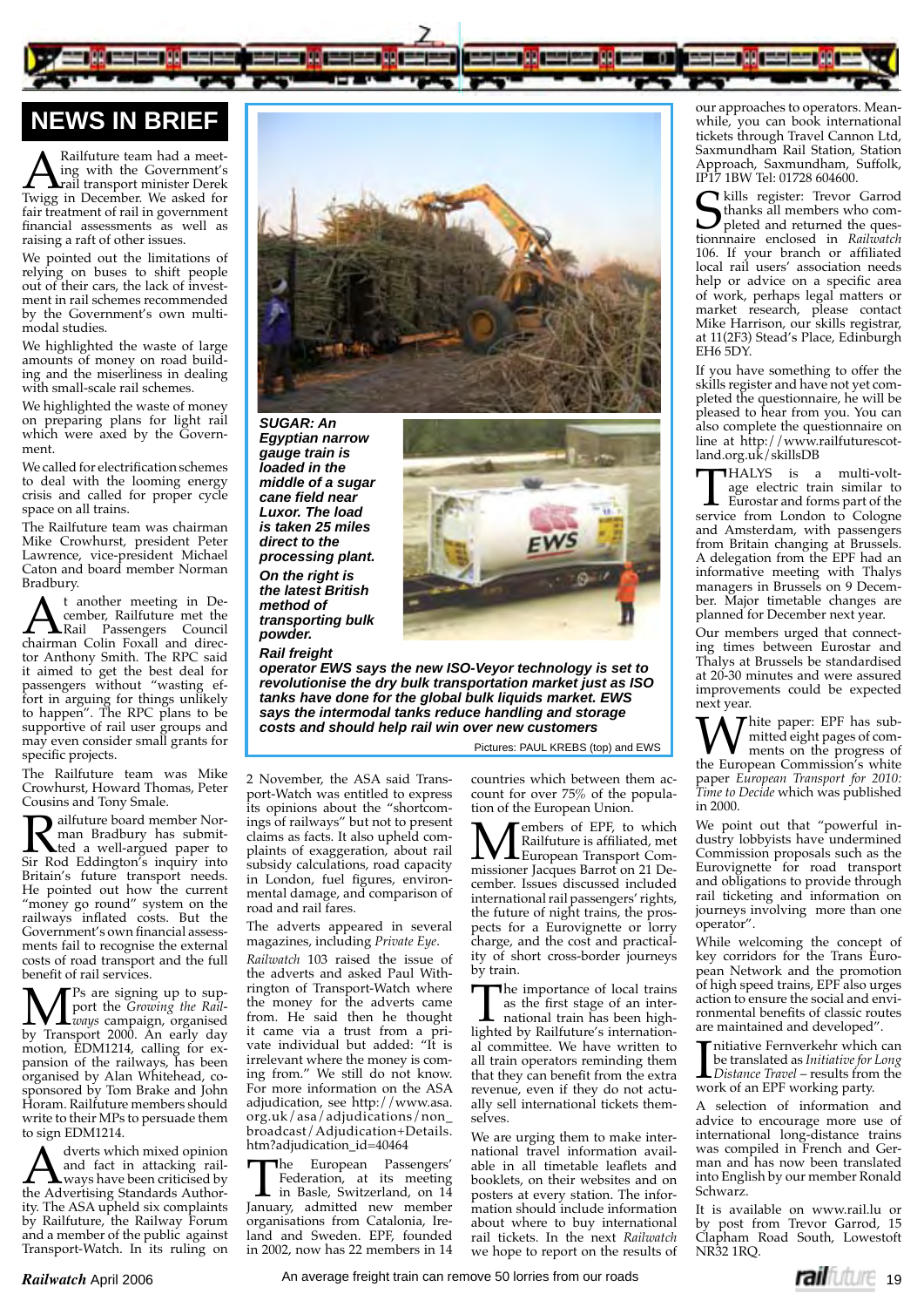## NEWS IN BRIEF

A Railfuture team had a meeting with the Government's rail transport minister Derek Twigg in December. We asked for fair treatment of rail in government financial assessments as well as raising a raft of other issues.

We pointed out the limitations of relying on buses to shift people out of their cars, the lack of investment in rail schemes recommended by the Government's own multimodal studies.

We highlighted the waste of large amounts of money on road building and the miserliness in dealing with small-scale rail schemes.

We highlighted the waste of money on preparing plans for light rail which were axed by the Government.

We called for electrification schemes to deal with the looming energy crisis and called for proper cycle space on all trains.

The Railfuture team was chairman Mike Crowhurst, president Peter Lawrence, vice-president Michael Caton and board member Norman Bradbury.

At another meeting in December, Railfuture met the Rail Passengers Council chairman Colin Foxall and director Anthony Smith. The RPC said it aimed to get the best deal for passengers without "wasting effort in arguing for things unlikely to happen". The RPC plans to be supportive of rail user groups and may even consider small grants for specific projects.

The Railfuture team was Mike Crowhurst, Howard Thomas, Peter Cousins and Tony Smale.

Railfuture board member Norman Bradbury has submitted a well-argued paper to Sir Rod Eddington's inquiry into Britain's future transport needs. He pointed out how the current "money go round" system on the railways inflated costs. But the Government's own financial assessments fail to recognise the external costs of road transport and the full benefit of rail services.

MPs are signing up to support the *Growing the Railways* campaign, organised by Transport 2000. An early day motion, EDM1214, calling for expansion of the railways, has been organised by Alan Whitehead, co-sponsored by Tom Brake and John Horam. Railfuture members should write to their MPs to persuade them to sign EDM1214.

Adverts which mixed opinion and fact in attacking railways have been criticised by the Advertising Standards Authority. The ASA upheld six complaints by Railfuture, the Railway Forum and a member of the public against Transport-Watch. In its ruling on 2 November, the ASA said Transport-Watch was entitled to express its opinions about the "shortcomings of railways" but not to present claims as facts. It also upheld complaints of exaggeration, about rail subsidy calculations, road capacity in London, fuel figures, environmental damage, and comparison of road and rail fares.

The adverts appeared in several magazines, including *Private Eye*.

*Railwatch* 103 raised the issue of the adverts and asked Paul Withrington of Transport-Watch where the money for the adverts came from. He said then he thought it came via a trust from a private individual but added: "It is irrelevant where the money is coming from." We still do not know. For more information on the ASA adjudication, see http://www.asa.org.uk/asa/adjudications/non_broadcast/Adjudication+Details.htm?adjudication_id=40464

*SUGAR: An Egyptian narrow gauge train is loaded in the middle of a sugar cane field near Luxor. The load is taken 25 miles direct to the processing plant.*

*On the right is the latest British method of transporting bulk powder.*

*Rail freight operator EWS says the new ISO-Veyor technology is set to revolutionise the dry bulk transportation market just as ISO tanks have done for the global bulk liquids market. EWS says the intermodal tanks reduce handling and storage costs and should help rail win over new customers*

Pictures: PAUL KREBS (top) and EWS

The European Passengers' Federation, at its meeting in Basle, Switzerland, on 14 January, admitted new member organisations from Catalonia, Ireland and Sweden. EPF, founded in 2002, now has 22 members in 14 countries which between them account for over 75% of the population of the European Union.

Members of EPF, to which Railfuture is affiliated, met European Transport Commissioner Jacques Barrot on 21 December. Issues discussed included international rail passengers' rights, the future of night trains, the prospects for a Eurovignette or lorry charge, and the cost and practicality of short cross-border journeys by train.

The importance of local trains as the first stage of an international train has been highlighted by Railfuture's international committee. We have written to all train operators reminding them that they can benefit from the extra revenue, even if they do not actually sell international tickets themselves.

We are urging them to make international travel information available in all timetable leaflets and booklets, on their websites and on posters at every station. The information should include information about where to buy international rail tickets. In the next *Railwatch* we hope to report on the results of our approaches to operators. Meanwhile, you can book international tickets through Travel Cannon Ltd, Saxmundham Rail Station, Station Approach, Saxmundham, Suffolk, IP17 1BW Tel: 01728 604600.

Skills register: Trevor Garrod thanks all members who completed and returned the questionnaire enclosed in *Railwatch* 106. If your branch or affiliated local rail users' association needs help or advice on a specific area of work, perhaps legal matters or market research, please contact Mike Harrison, our skills registrar, at 11(2F3) Stead's Place, Edinburgh EH6 5DY.

If you have something to offer the skills register and have not yet completed the questionnaire, he will be pleased to hear from you. You can also complete the questionnaire on line at http://www.railfuturescotland.org.uk/skillsDB

THALYS is a multi-voltage electric train similar to Eurostar and forms part of the service from London to Cologne and Amsterdam, with passengers from Britain changing at Brussels. A delegation from the EPF had an informative meeting with Thalys managers in Brussels on 9 December. Major timetable changes are planned for December next year.

Our members urged that connecting times between Eurostar and Thalys at Brussels be standardised at 20-30 minutes and were assured improvements could be expected next year.

White paper: EPF has submitted eight pages of comments on the progress of the European Commission's white paper *European Transport for 2010: Time to Decide* which was published in 2000.

We point out that "powerful industry lobbyists have undermined Commission proposals such as the Eurovignette for road transport and obligations to provide through rail ticketing and information on journeys involving more than one operator".

While welcoming the concept of key corridors for the Trans European Network and the promotion of high speed trains, EPF also urges action to ensure the social and environmental benefits of classic routes are maintained and developed".

Initiative Fernverkehr which can be translated as *Initiative for Long Distance Travel* – results from the work of an EPF working party.

A selection of information and advice to encourage more use of international long-distance trains was compiled in French and German and has now been translated into English by our member Ronald Schwarz.

It is available on www.rail.lu or by post from Trevor Garrod, 15 Clapham Road South, Lowestoft NR32 1RQ.

An average freight train can remove 50 lorries from our roads